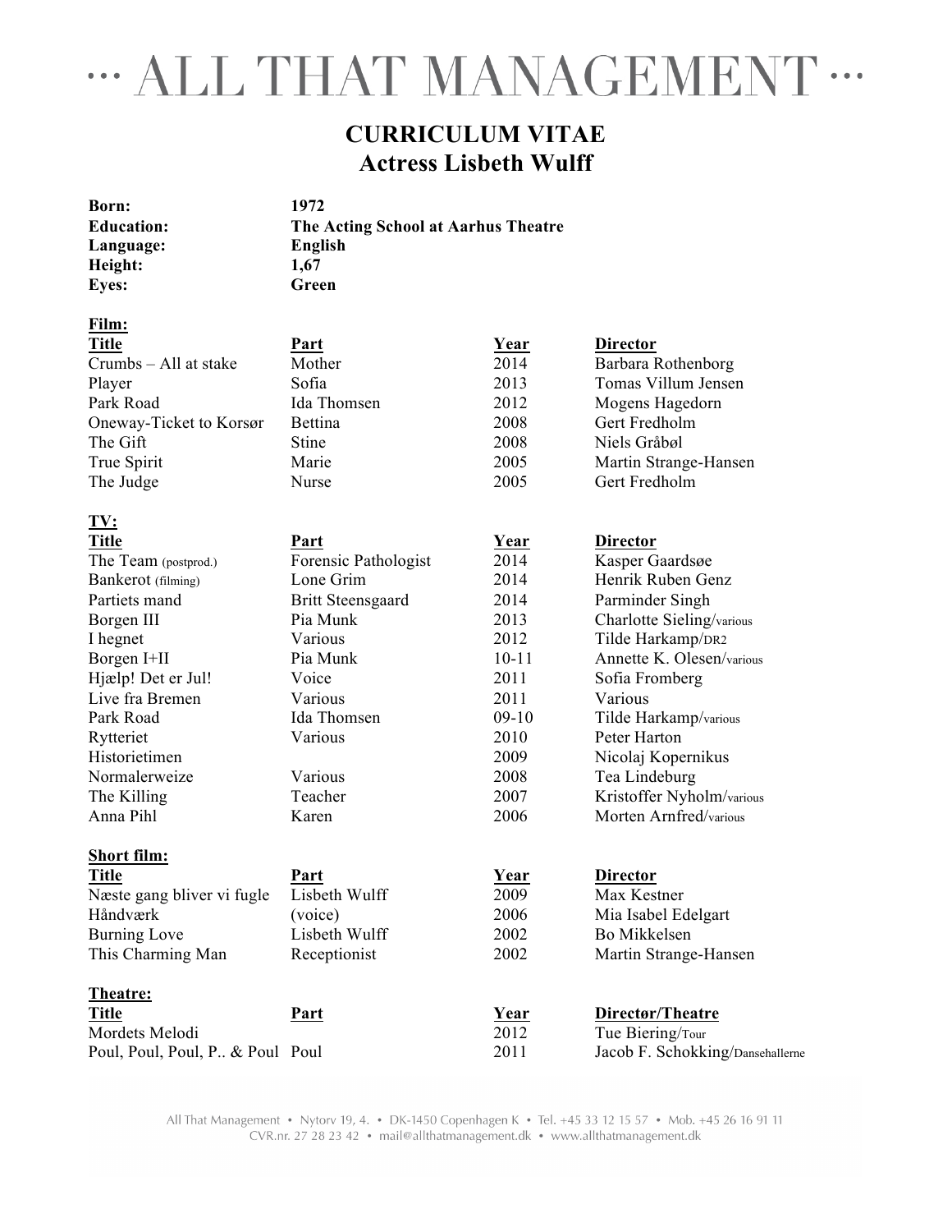# ··· ALL THAT MANAGEMENT ···

## CURRICULUM VITAE
## Actress Lisbeth Wulff

| | |
|---|---|
| **Born:** | **1972** |
| **Education:** | **The Acting School at Aarhus Theatre** |
| **Language:** | **English** |
| **Height:** | **1,67** |
| **Eyes:** | **Green** |

**Film:**

| Title | Part | Year | Director |
|---|---|---|---|
| Crumbs – All at stake | Mother | 2014 | Barbara Rothenborg |
| Player | Sofia | 2013 | Tomas Villum Jensen |
| Park Road | Ida Thomsen | 2012 | Mogens Hagedorn |
| Oneway-Ticket to Korsør | Bettina | 2008 | Gert Fredholm |
| The Gift | Stine | 2008 | Niels Gråbøl |
| True Spirit | Marie | 2005 | Martin Strange-Hansen |
| The Judge | Nurse | 2005 | Gert Fredholm |

**TV:**

| Title | Part | Year | Director |
|---|---|---|---|
| The Team (postprod.) | Forensic Pathologist | 2014 | Kasper Gaardsøe |
| Bankerot (filming) | Lone Grim | 2014 | Henrik Ruben Genz |
| Partiets mand | Britt Steensgaard | 2014 | Parminder Singh |
| Borgen III | Pia Munk | 2013 | Charlotte Sieling/various |
| I hegnet | Various | 2012 | Tilde Harkamp/DR2 |
| Borgen I+II | Pia Munk | 10-11 | Annette K. Olesen/various |
| Hjælp! Det er Jul! | Voice | 2011 | Sofia Fromberg |
| Live fra Bremen | Various | 2011 | Various |
| Park Road | Ida Thomsen | 09-10 | Tilde Harkamp/various |
| Rytteriet | Various | 2010 | Peter Harton |
| Historietimen | | 2009 | Nicolaj Kopernikus |
| Normalerweize | Various | 2008 | Tea Lindeburg |
| The Killing | Teacher | 2007 | Kristoffer Nyholm/various |
| Anna Pihl | Karen | 2006 | Morten Arnfred/various |

**Short film:**

| Title | Part | Year | Director |
|---|---|---|---|
| Næste gang bliver vi fugle | Lisbeth Wulff | 2009 | Max Kestner |
| Håndværk | (voice) | 2006 | Mia Isabel Edelgart |
| Burning Love | Lisbeth Wulff | 2002 | Bo Mikkelsen |
| This Charming Man | Receptionist | 2002 | Martin Strange-Hansen |

**Theatre:**

| Title | Part | Year | Directør/Theatre |
|---|---|---|---|
| Mordets Melodi | | 2012 | Tue Biering/Tour |
| Poul, Poul, Poul, P.. & Poul | Poul | 2011 | Jacob F. Schokking/Dansehallerne |

All That Management • Nytorv 19, 4. • DK-1450 Copenhagen K • Tel. +45 33 12 15 57 • Mob. +45 26 16 91 11
CVR.nr. 27 28 23 42 • mail@allthatmanagement.dk • www.allthatmanagement.dk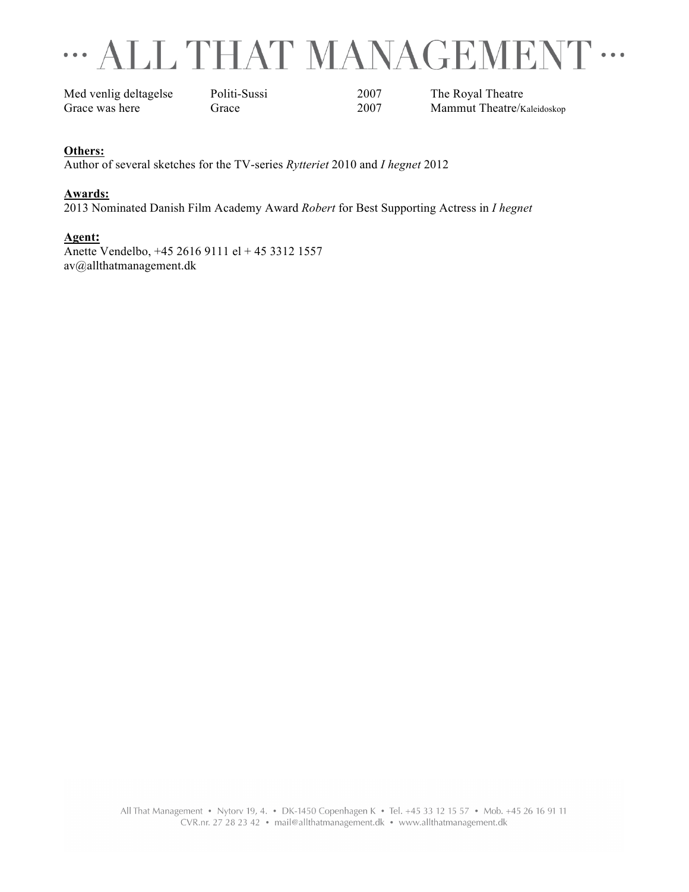| | | | |
|---|---|---|---|
| Med venlig deltagelse | Politi-Sussi | 2007 | The Royal Theatre |
| Grace was here | Grace | 2007 | Mammut Theatre/Kaleidoskop |

**Others:**

Author of several sketches for the TV-series *Rytteriet* 2010 and *I hegnet* 2012

**Awards:**

2013 Nominated Danish Film Academy Award *Robert* for Best Supporting Actress in *I hegnet*

**Agent:**

Anette Vendelbo, +45 2616 9111 el + 45 3312 1557
av@allthatmanagement.dk